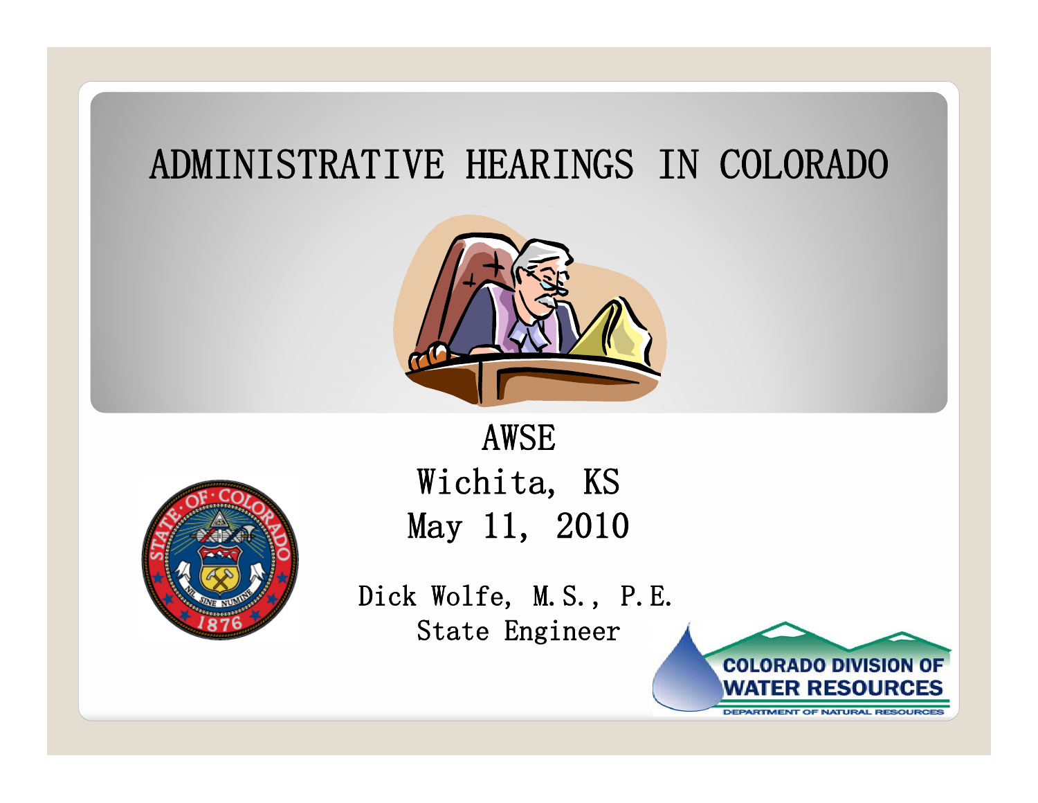# ADMINISTRATIVE HEARINGS IN COLORADO

AWSE

Wichita, KS

May 11, 2010

Dick Wolfe, M.S., P.E.

State Engineer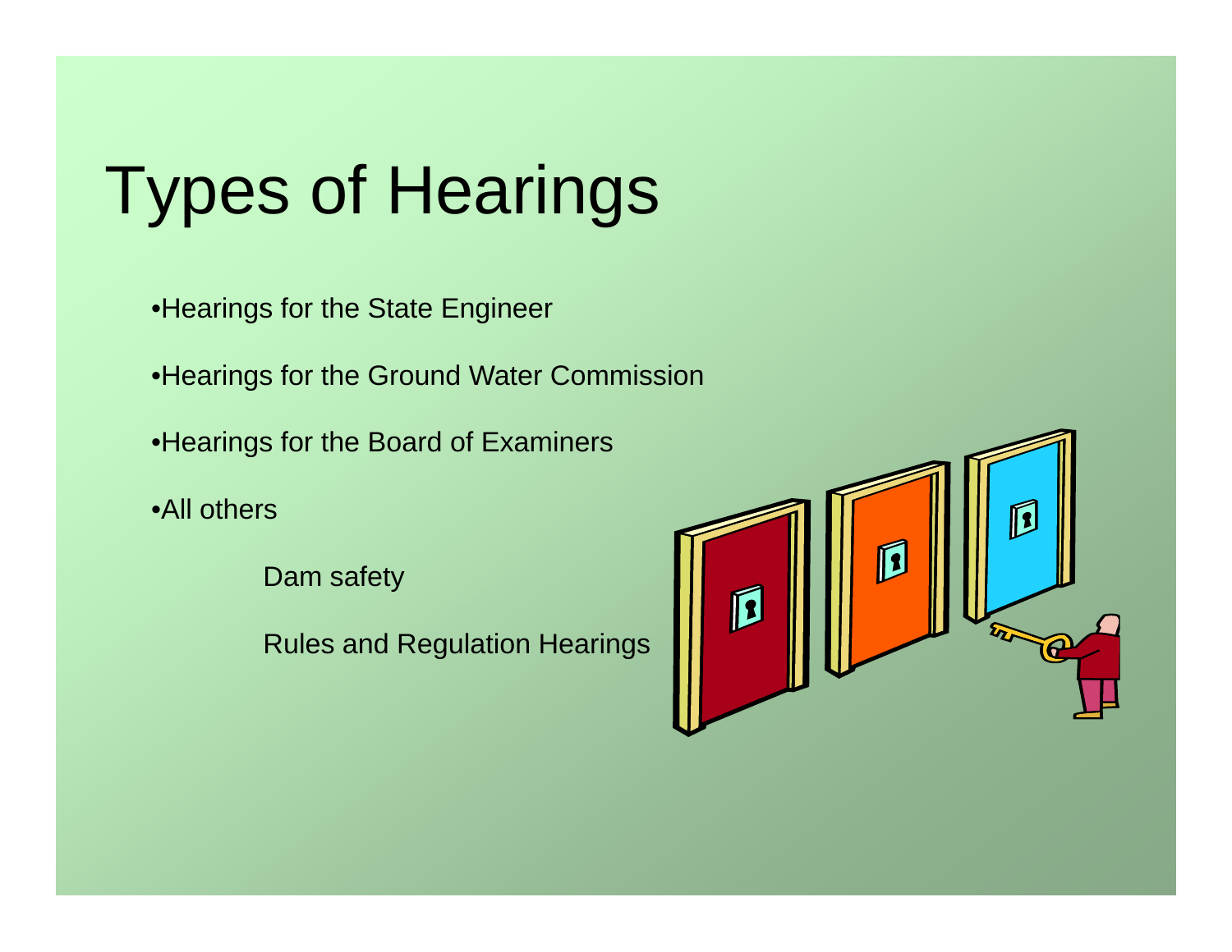# Types of Hearings

- Hearings for the State Engineer
- Hearings for the Ground Water Commission
- Hearings for the Board of Examiners
- All others
    - Dam safety
    - Rules and Regulation Hearings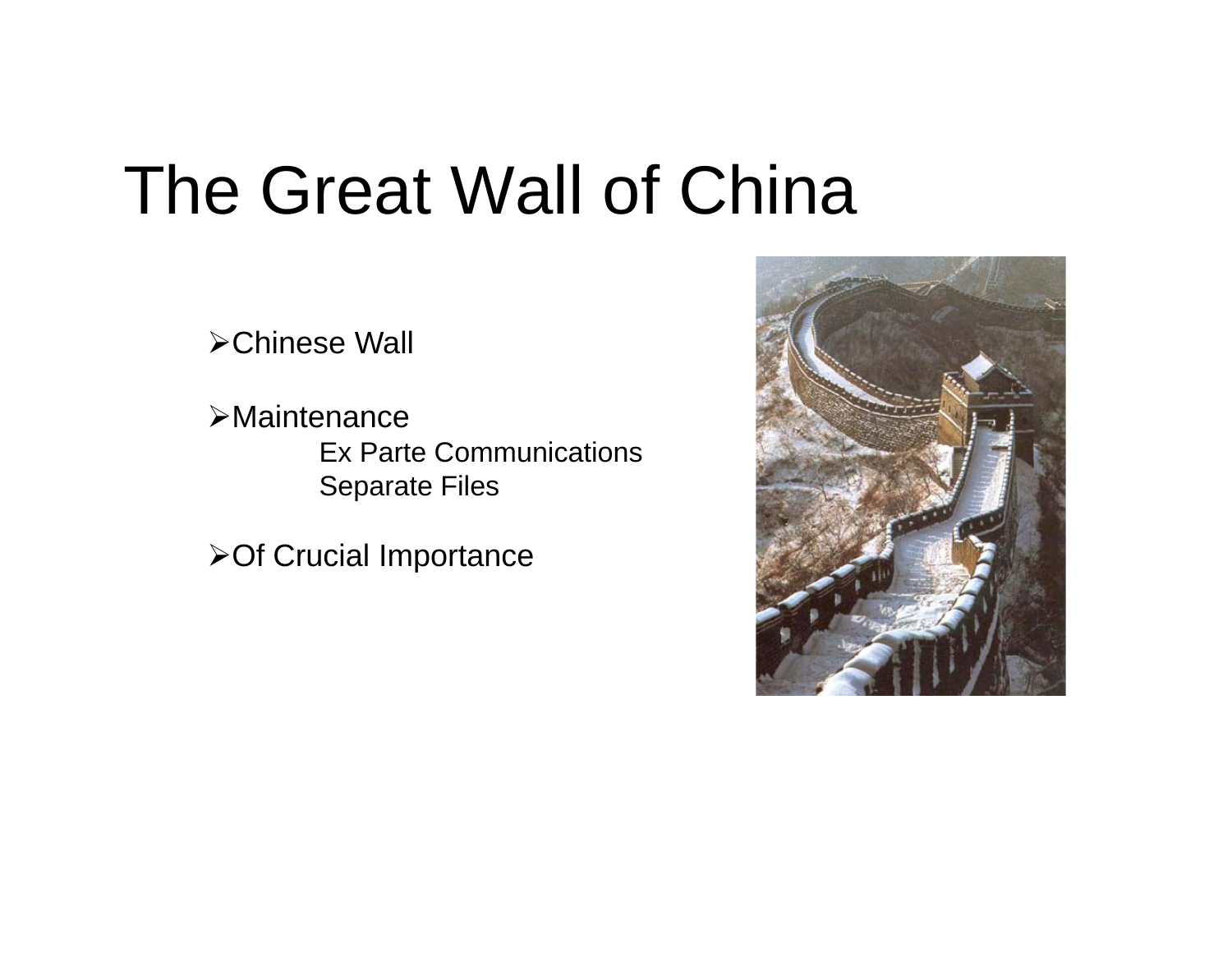# The Great Wall of China

- Chinese Wall
- Maintenance
  - Ex Parte Communications
  - Separate Files
- Of Crucial Importance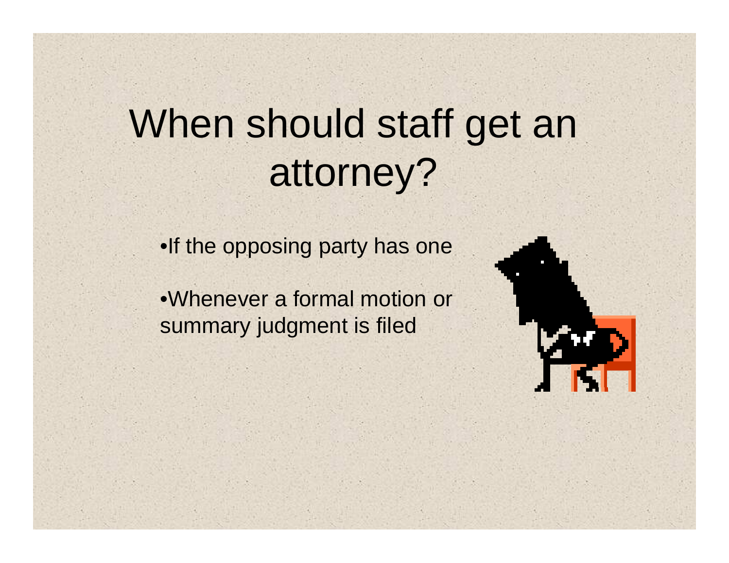# When should staff get an attorney?

- If the opposing party has one
- Whenever a formal motion or summary judgment is filed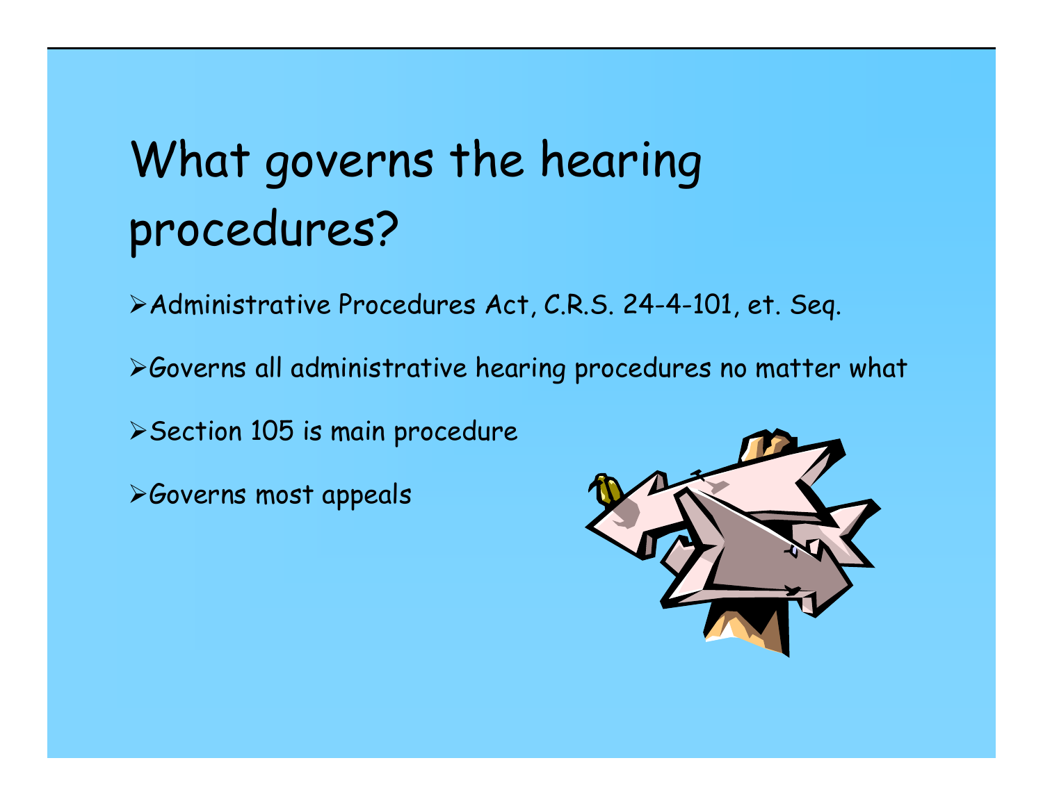# What governs the hearing procedures?

- Administrative Procedures Act, C.R.S. 24-4-101, et. Seq.
- Governs all administrative hearing procedures no matter what
- Section 105 is main procedure
- Governs most appeals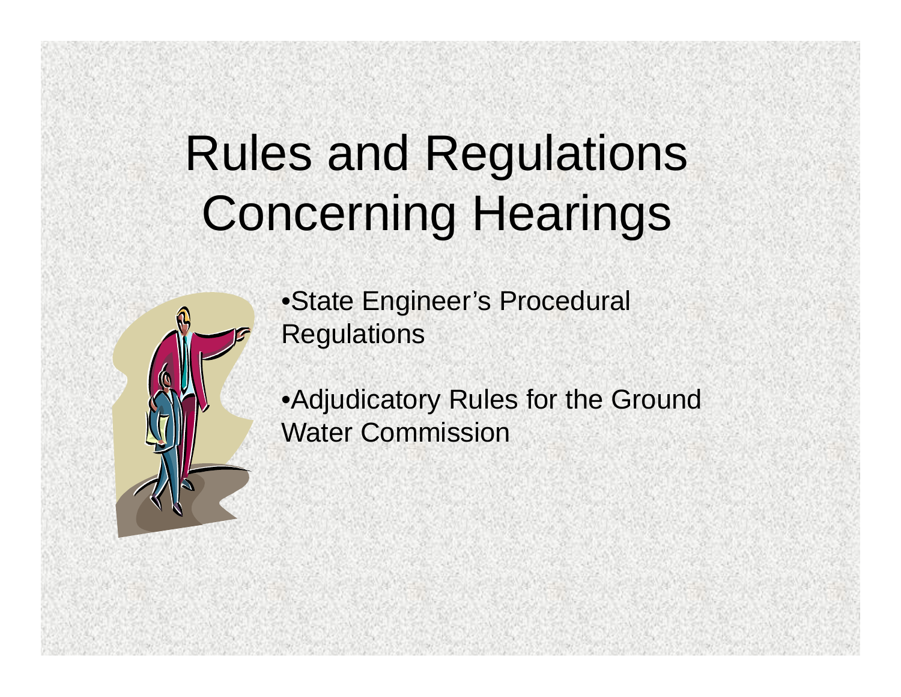# Rules and Regulations Concerning Hearings

- State Engineer's Procedural Regulations
- Adjudicatory Rules for the Ground Water Commission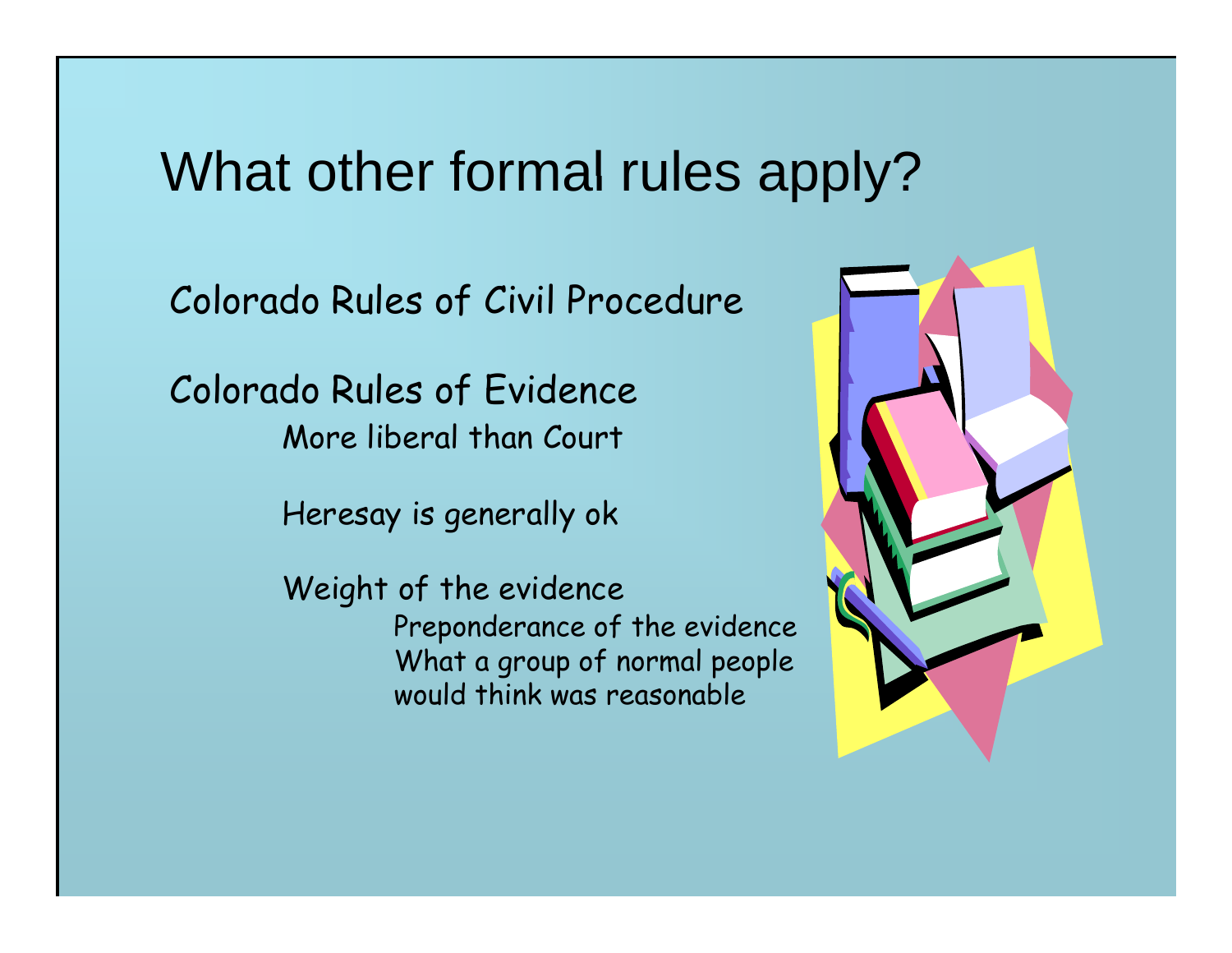# What other formal rules apply?

Colorado Rules of Civil Procedure

Colorado Rules of Evidence

- More liberal than Court
- Heresay is generally ok
- Weight of the evidence
  - Preponderance of the evidence
  - What a group of normal people would think was reasonable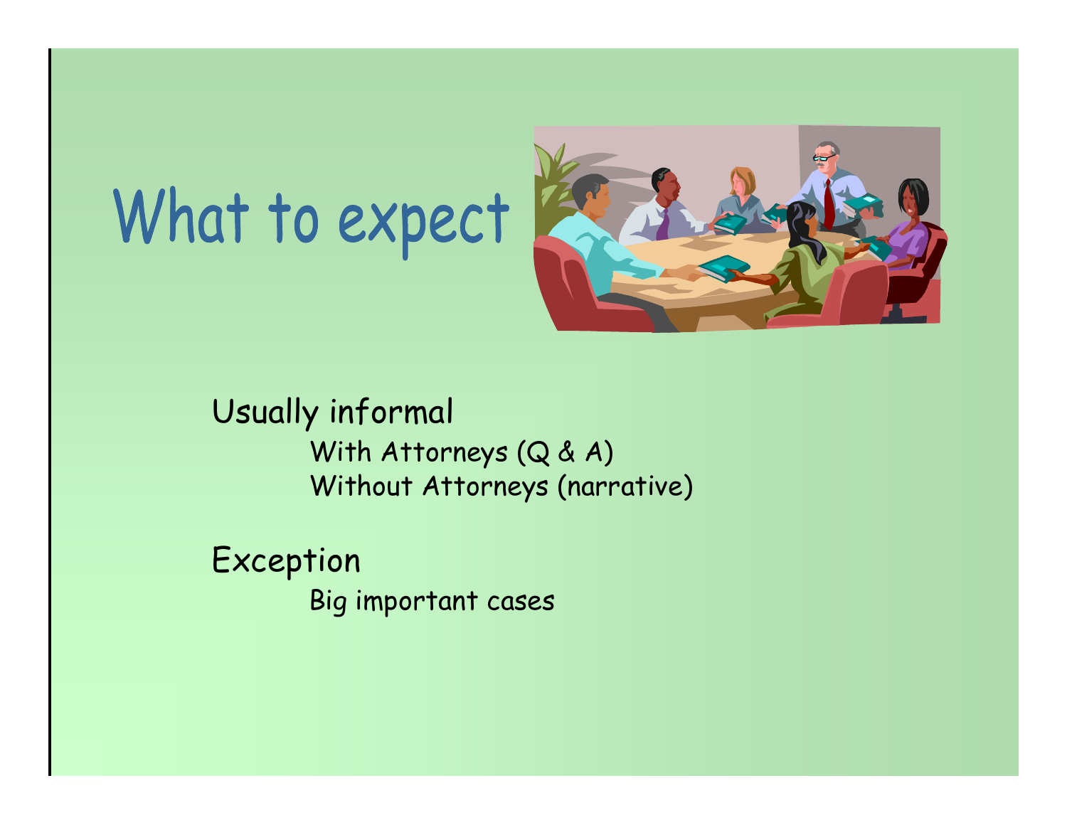# What to expect

- Usually informal
  - With Attorneys (Q & A)
  - Without Attorneys (narrative)
- Exception
  - Big important cases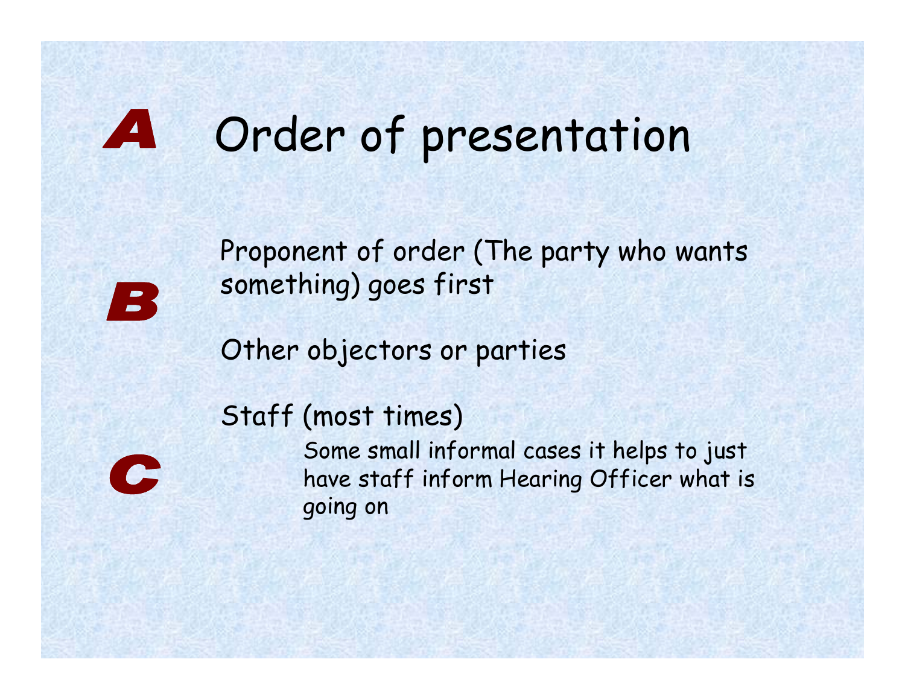# Order of presentation

Proponent of order (The party who wants something) goes first

Other objectors or parties

Staff (most times)

- Some small informal cases it helps to just have staff inform Hearing Officer what is going on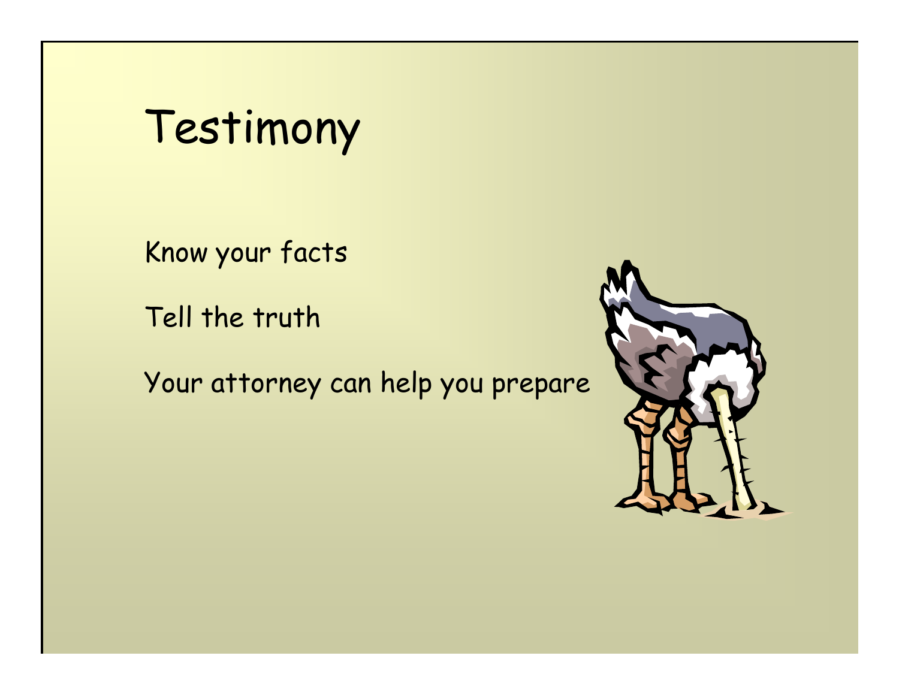# Testimony

Know your facts

Tell the truth

Your attorney can help you prepare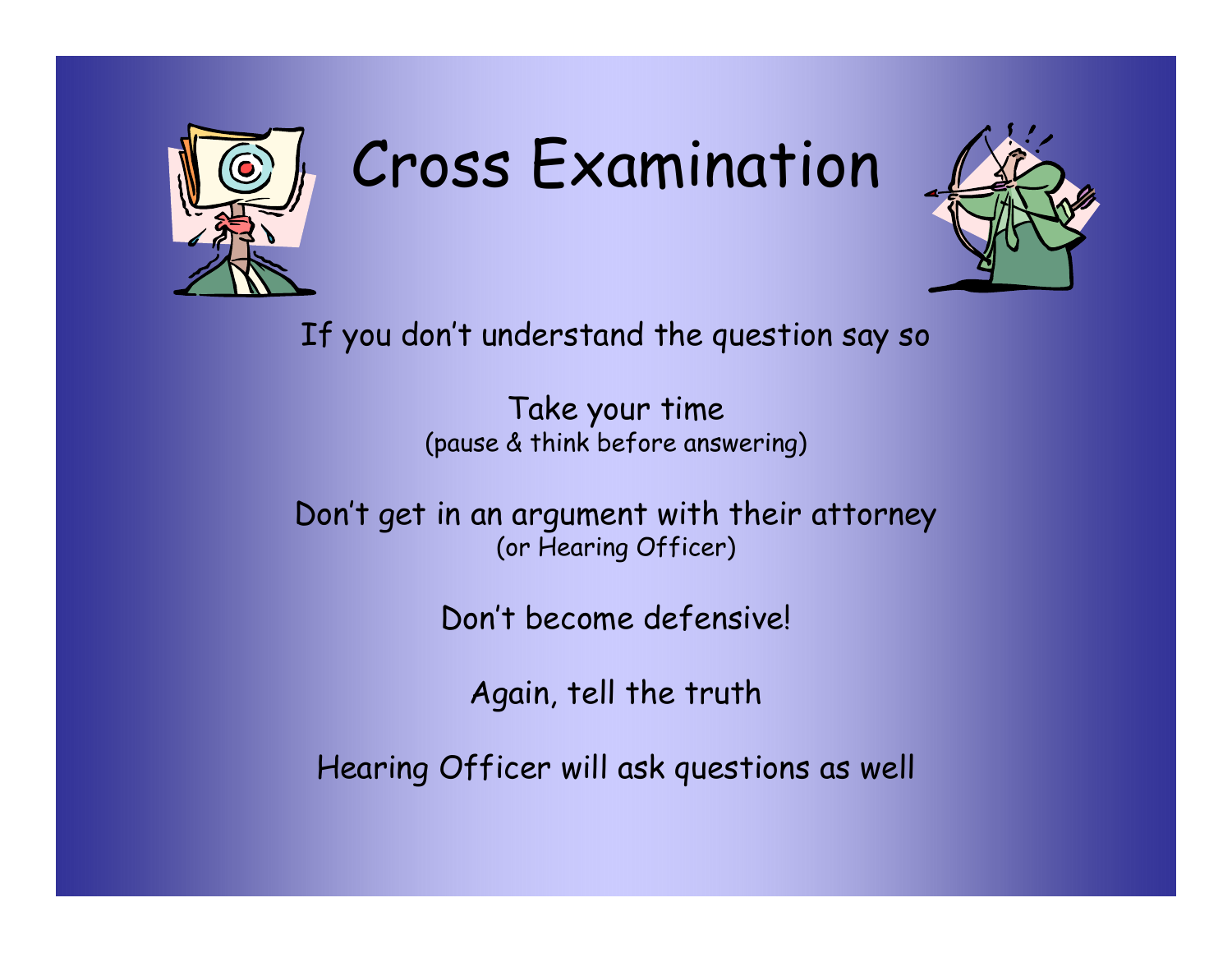# Cross Examination

If you don't understand the question say so

Take your time
(pause & think before answering)

Don't get in an argument with their attorney
(or Hearing Officer)

Don't become defensive!

Again, tell the truth

Hearing Officer will ask questions as well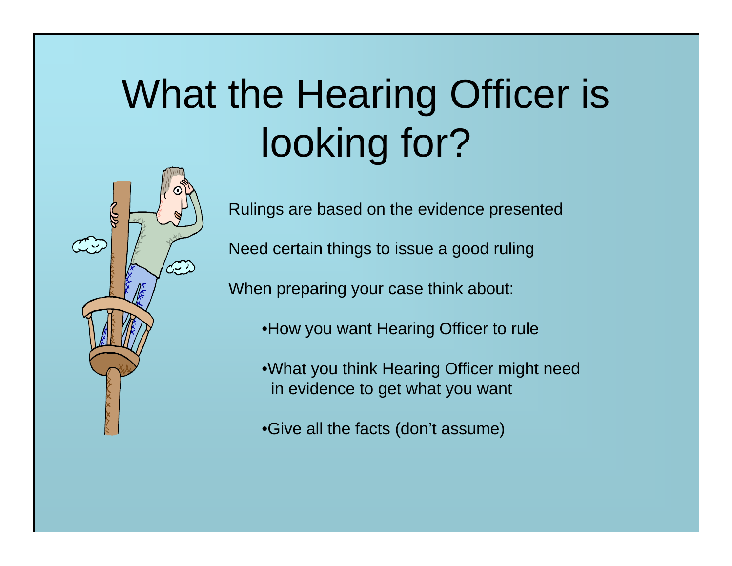# What the Hearing Officer is looking for?

Rulings are based on the evidence presented

Need certain things to issue a good ruling

When preparing your case think about:

- How you want Hearing Officer to rule
- What you think Hearing Officer might need in evidence to get what you want
- Give all the facts (don't assume)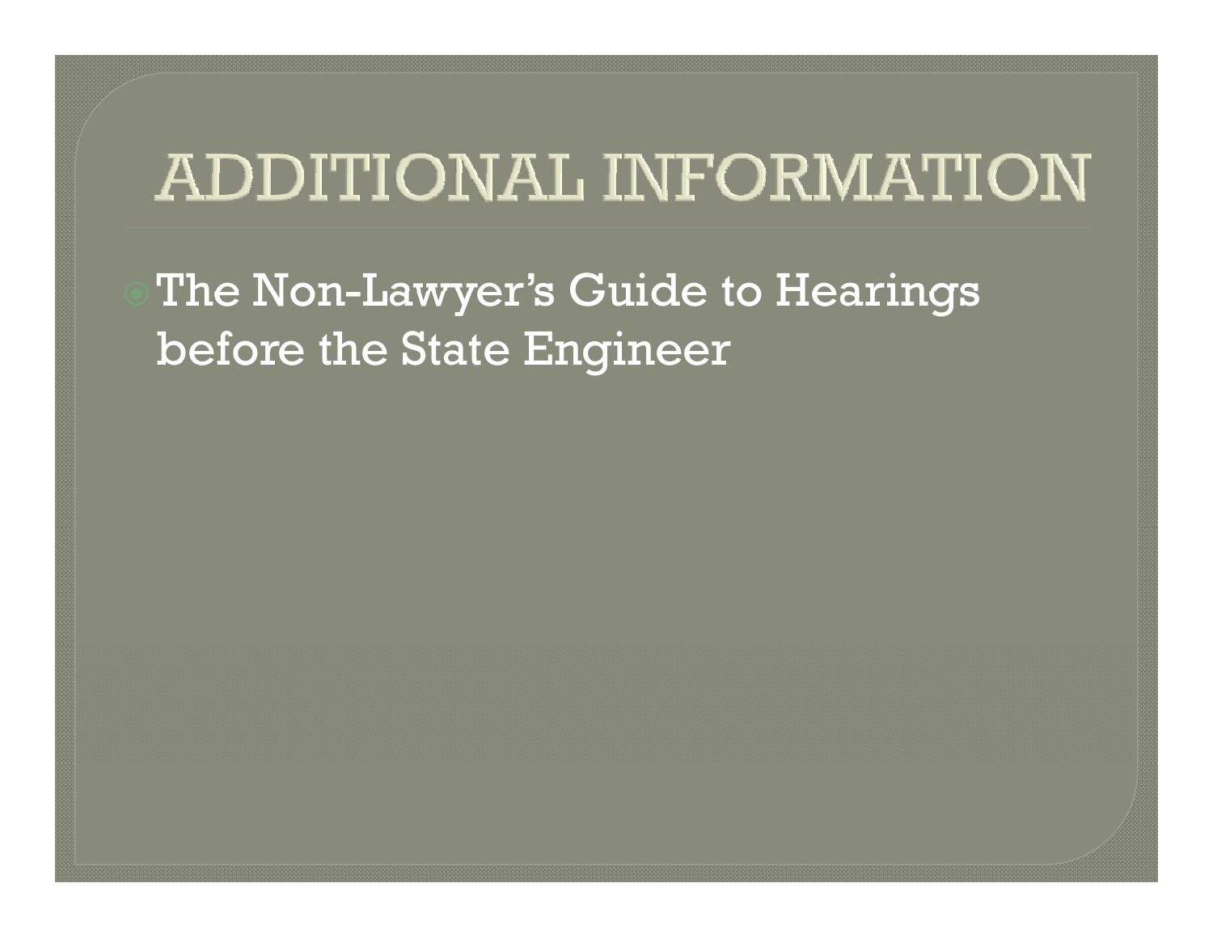# ADDITIONAL INFORMATION

- The Non-Lawyer's Guide to Hearings before the State Engineer